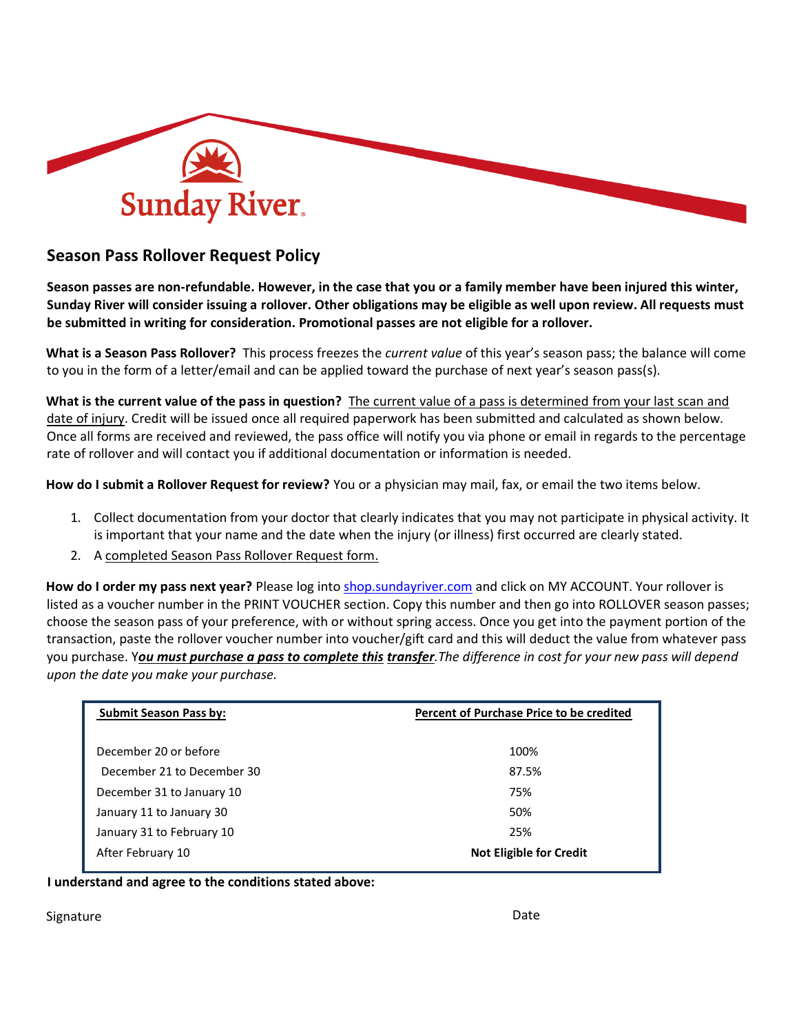Sunday River

# Season Pass Rollover Request Policy

**Season passes are non-refundable. However, in the case that you or a family member have been injured this winter, Sunday River will consider issuing a rollover. Other obligations may be eligible as well upon review. All requests must be submitted in writing for consideration. Promotional passes are not eligible for a rollover.**

**What is a Season Pass Rollover?** This process freezes the *current value* of this year's season pass; the balance will come to you in the form of a letter/email and can be applied toward the purchase of next year's season pass(s).

**What is the current value of the pass in question?** The current value of a pass is determined from your last scan and date of injury. Credit will be issued once all required paperwork has been submitted and calculated as shown below. Once all forms are received and reviewed, the pass office will notify you via phone or email in regards to the percentage rate of rollover and will contact you if additional documentation or information is needed.

**How do I submit a Rollover Request for review?** You or a physician may mail, fax, or email the two items below.

1. Collect documentation from your doctor that clearly indicates that you may not participate in physical activity. It is important that your name and the date when the injury (or illness) first occurred are clearly stated.
2. A completed Season Pass Rollover Request form.

**How do I order my pass next year?** Please log into shop.sundayriver.com and click on MY ACCOUNT. Your rollover is listed as a voucher number in the PRINT VOUCHER section. Copy this number and then go into ROLLOVER season passes; choose the season pass of your preference, with or without spring access. Once you get into the payment portion of the transaction, paste the rollover voucher number into voucher/gift card and this will deduct the value from whatever pass you purchase. Y***ou must purchase a pass to complete this transfer****.The difference in cost for your new pass will depend upon the date you make your purchase.*

| Submit Season Pass by: | Percent of Purchase Price to be credited |
|---|---|
| December 20 or before | 100% |
| December 21 to December 30 | 87.5% |
| December 31 to January 10 | 75% |
| January 11 to January 30 | 50% |
| January 31 to February 10 | 25% |
| After February 10 | **Not Eligible for Credit** |

**I understand and agree to the conditions stated above:**

Signature                                                                                    Date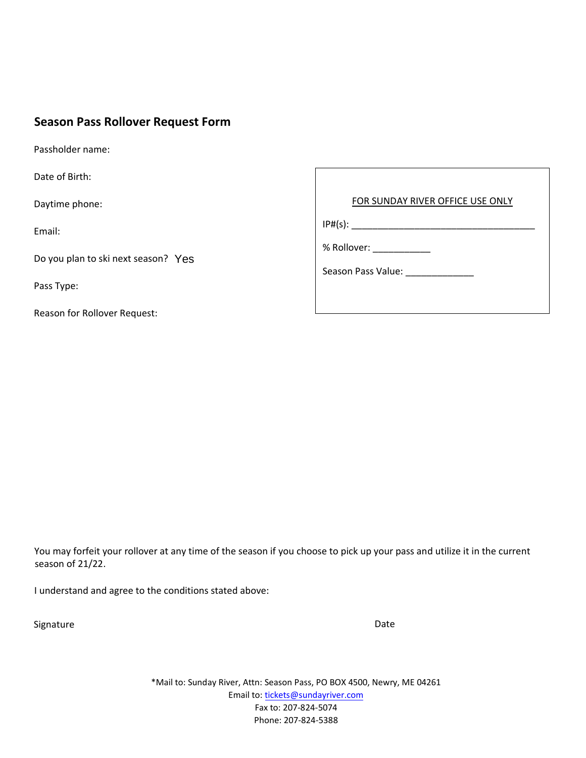## Season Pass Rollover Request Form

Passholder name:

Date of Birth:

Daytime phone:

Email:

Do you plan to ski next season? Yes

Pass Type:

Reason for Rollover Request:

FOR SUNDAY RIVER OFFICE USE ONLY

IP#(s): ___________________________________

% Rollover: ___________

Season Pass Value: _____________

You may forfeit your rollover at any time of the season if you choose to pick up your pass and utilize it in the current season of 21/22.

I understand and agree to the conditions stated above:

Signature Date

*Mail to: Sunday River, Attn: Season Pass, PO BOX 4500, Newry, ME 04261
Email to: tickets@sundayriver.com
Fax to: 207-824-5074
Phone: 207-824-5388